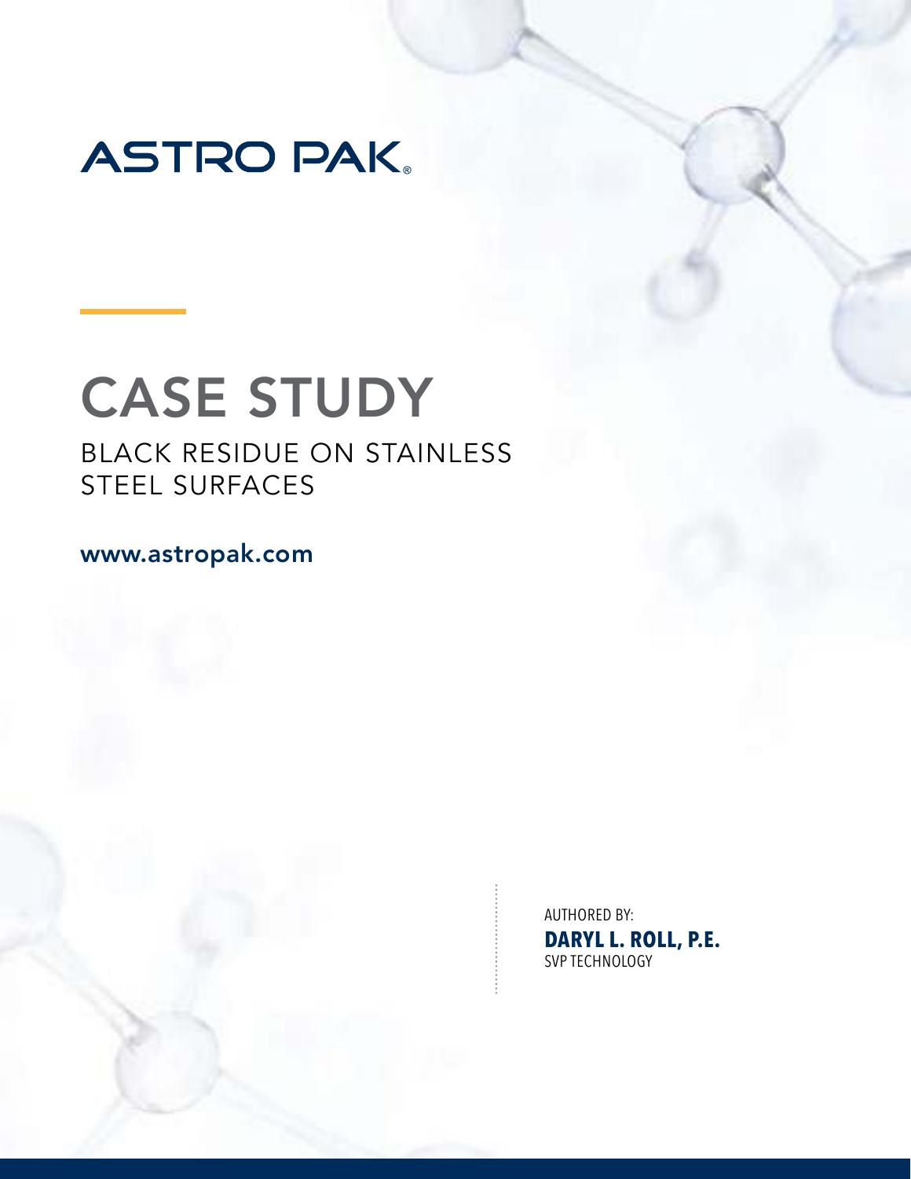# ASTRO PAK

# CASE STUDY

## BLACK RESIDUE ON STAINLESS STEEL SURFACES

**www.astropak.com**

AUTHORED BY:
**DARYL L. ROLL, P.E.**
SVP TECHNOLOGY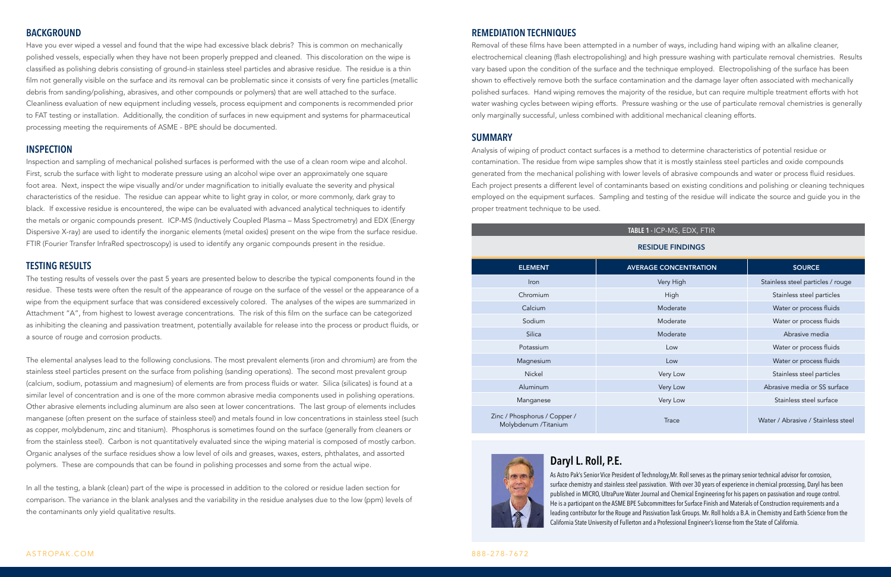## BACKGROUND

Have you ever wiped a vessel and found that the wipe had excessive black debris? This is common on mechanically polished vessels, especially when they have not been properly prepped and cleaned. This discoloration on the wipe is classified as polishing debris consisting of ground-in stainless steel particles and abrasive residue. The residue is a thin film not generally visible on the surface and its removal can be problematic since it consists of very fine particles (metallic debris from sanding/polishing, abrasives, and other compounds or polymers) that are well attached to the surface. Cleanliness evaluation of new equipment including vessels, process equipment and components is recommended prior to FAT testing or installation. Additionally, the condition of surfaces in new equipment and systems for pharmaceutical processing meeting the requirements of ASME - BPE should be documented.

## INSPECTION

Inspection and sampling of mechanical polished surfaces is performed with the use of a clean room wipe and alcohol. First, scrub the surface with light to moderate pressure using an alcohol wipe over an approximately one square foot area. Next, inspect the wipe visually and/or under magnification to initially evaluate the severity and physical characteristics of the residue. The residue can appear white to light gray in color, or more commonly, dark gray to black. If excessive residue is encountered, the wipe can be evaluated with advanced analytical techniques to identify the metals or organic compounds present. ICP-MS (Inductively Coupled Plasma – Mass Spectrometry) and EDX (Energy Dispersive X-ray) are used to identify the inorganic elements (metal oxides) present on the wipe from the surface residue. FTIR (Fourier Transfer InfraRed spectroscopy) is used to identify any organic compounds present in the residue.

## TESTING RESULTS

The testing results of vessels over the past 5 years are presented below to describe the typical components found in the residue. These tests were often the result of the appearance of rouge on the surface of the vessel or the appearance of a wipe from the equipment surface that was considered excessively colored. The analyses of the wipes are summarized in Attachment "A", from highest to lowest average concentrations. The risk of this film on the surface can be categorized as inhibiting the cleaning and passivation treatment, potentially available for release into the process or product fluids, or a source of rouge and corrosion products.

The elemental analyses lead to the following conclusions. The most prevalent elements (iron and chromium) are from the stainless steel particles present on the surface from polishing (sanding operations). The second most prevalent group (calcium, sodium, potassium and magnesium) of elements are from process fluids or water. Silica (silicates) is found at a similar level of concentration and is one of the more common abrasive media components used in polishing operations. Other abrasive elements including aluminum are also seen at lower concentrations. The last group of elements includes manganese (often present on the surface of stainless steel) and metals found in low concentrations in stainless steel (such as copper, molybdenum, zinc and titanium). Phosphorus is sometimes found on the surface (generally from cleaners or from the stainless steel). Carbon is not quantitatively evaluated since the wiping material is composed of mostly carbon. Organic analyses of the surface residues show a low level of oils and greases, waxes, esters, phthalates, and assorted polymers. These are compounds that can be found in polishing processes and some from the actual wipe.

In all the testing, a blank (clean) part of the wipe is processed in addition to the colored or residue laden section for comparison. The variance in the blank analyses and the variability in the residue analyses due to the low (ppm) levels of the contaminants only yield qualitative results.

## REMEDIATION TECHNIQUES

Removal of these films have been attempted in a number of ways, including hand wiping with an alkaline cleaner, electrochemical cleaning (flash electropolishing) and high pressure washing with particulate removal chemistries. Results vary based upon the condition of the surface and the technique employed. Electropolishing of the surface has been shown to effectively remove both the surface contamination and the damage layer often associated with mechanically polished surfaces. Hand wiping removes the majority of the residue, but can require multiple treatment efforts with hot water washing cycles between wiping efforts. Pressure washing or the use of particulate removal chemistries is generally only marginally successful, unless combined with additional mechanical cleaning efforts.

## SUMMARY

Analysis of wiping of product contact surfaces is a method to determine characteristics of potential residue or contamination. The residue from wipe samples show that it is mostly stainless steel particles and oxide compounds generated from the mechanical polishing with lower levels of abrasive compounds and water or process fluid residues. Each project presents a different level of contaminants based on existing conditions and polishing or cleaning techniques employed on the equipment surfaces. Sampling and testing of the residue will indicate the source and guide you in the proper treatment technique to be used.

**TABLE 1** - ICP-MS, EDX, FTIR

**RESIDUE FINDINGS**

| ELEMENT | AVERAGE CONCENTRATION | SOURCE |
|---|---|---|
| Iron | Very High | Stainless steel particles / rouge |
| Chromium | High | Stainless steel particles |
| Calcium | Moderate | Water or process fluids |
| Sodium | Moderate | Water or process fluids |
| Silica | Moderate | Abrasive media |
| Potassium | Low | Water or process fluids |
| Magnesium | Low | Water or process fluids |
| Nickel | Very Low | Stainless steel particles |
| Aluminum | Very Low | Abrasive media or SS surface |
| Manganese | Very Low | Stainless steel surface |
| Zinc / Phosphorus / Copper / Molybdenum /Titanium | Trace | Water / Abrasive / Stainless steel |

## Daryl L. Roll, P.E.

As Astro Pak's Senior Vice President of Technology,Mr. Roll serves as the primary senior technical advisor for corrosion, surface chemistry and stainless steel passivation. With over 30 years of experience in chemical processing, Daryl has been published in MICRO, UltraPure Water Journal and Chemical Engineering for his papers on passivation and rouge control. He is a participant on the ASME BPE Subcommittees for Surface Finish and Materials of Construction requirements and a leading contributor for the Rouge and Passivation Task Groups. Mr. Roll holds a B.A. in Chemistry and Earth Science from the California State University of Fullerton and a Professional Engineer's license from the State of California.